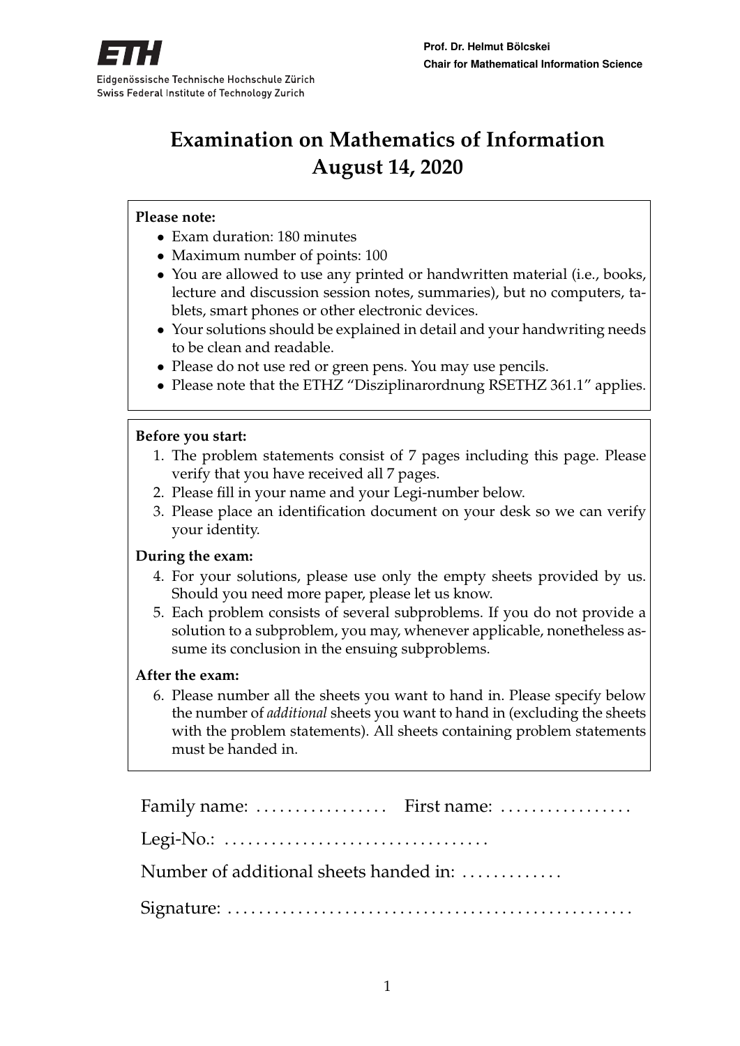ETH

Eidgenössische Technische Hochschule Zürich
Swiss Federal Institute of Technology Zurich

**Prof. Dr. Helmut Bölcskei**
**Chair for Mathematical Information Science**

# Examination on Mathematics of Information
# August 14, 2020

**Please note:**

- Exam duration: 180 minutes
- Maximum number of points: 100
- You are allowed to use any printed or handwritten material (i.e., books, lecture and discussion session notes, summaries), but no computers, tablets, smart phones or other electronic devices.
- Your solutions should be explained in detail and your handwriting needs to be clean and readable.
- Please do not use red or green pens. You may use pencils.
- Please note that the ETHZ "Disziplinarordnung RSETHZ 361.1" applies.

**Before you start:**

1. The problem statements consist of 7 pages including this page. Please verify that you have received all 7 pages.
2. Please fill in your name and your Legi-number below.
3. Please place an identification document on your desk so we can verify your identity.

**During the exam:**

4. For your solutions, please use only the empty sheets provided by us. Should you need more paper, please let us know.
5. Each problem consists of several subproblems. If you do not provide a solution to a subproblem, you may, whenever applicable, nonetheless assume its conclusion in the ensuing subproblems.

**After the exam:**

6. Please number all the sheets you want to hand in. Please specify below the number of *additional* sheets you want to hand in (excluding the sheets with the problem statements). All sheets containing problem statements must be handed in.

Family name: ................. First name: .................

Legi-No.: ..................................

Number of additional sheets handed in: .............

Signature: ....................................................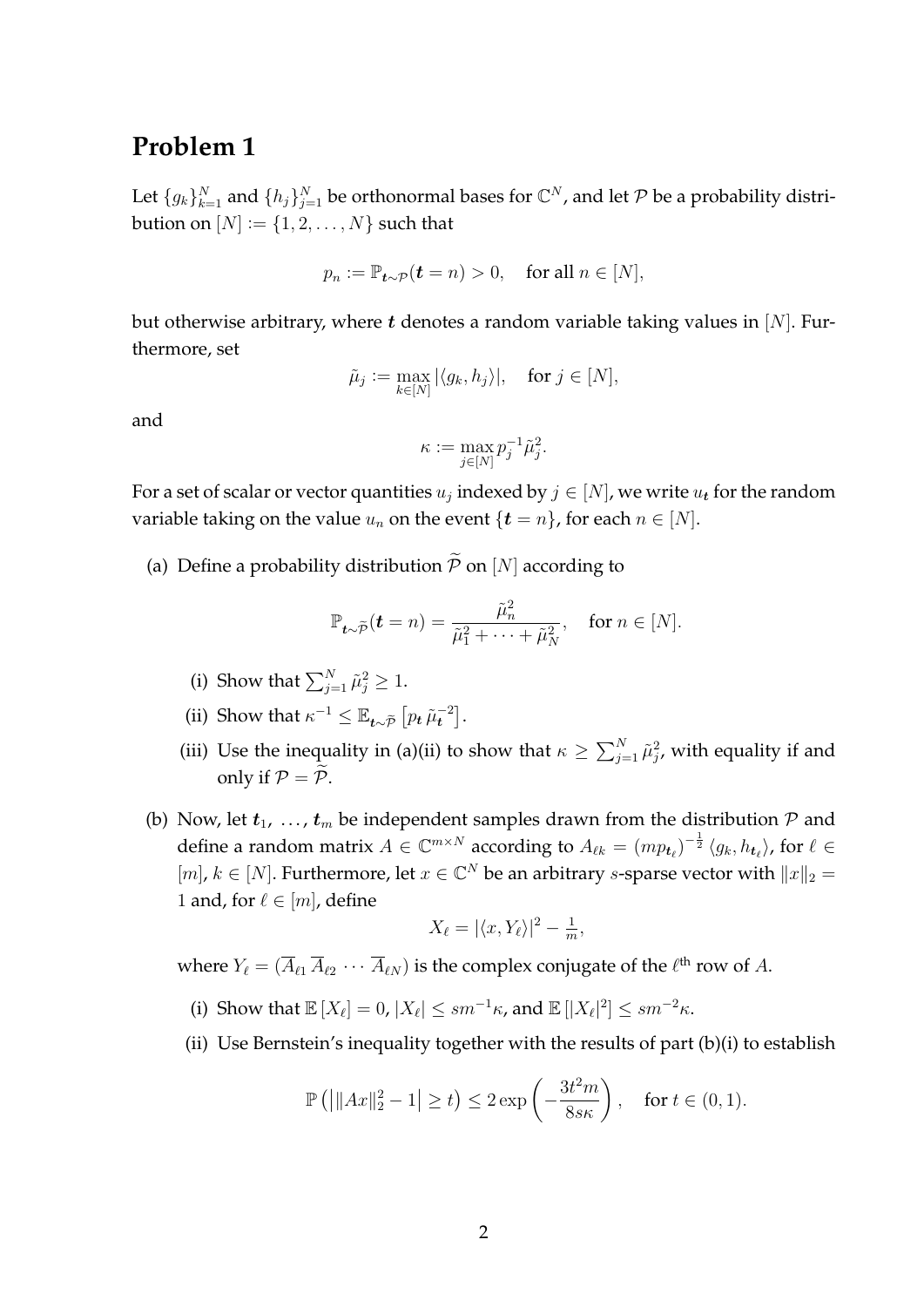# Problem 1

Let $\{g_k\}_{k=1}^N$ and $\{h_j\}_{j=1}^N$ be orthonormal bases for $\mathbb{C}^N$, and let $\mathcal{P}$ be a probability distribution on $[N] := \{1, 2, \ldots, N\}$ such that

$$p_n := \mathbb{P}_{\boldsymbol{t}\sim\mathcal{P}}(\boldsymbol{t} = n) > 0, \quad \text{for all } n \in [N],$$

but otherwise arbitrary, where $\boldsymbol{t}$ denotes a random variable taking values in $[N]$. Furthermore, set

$$\tilde{\mu}_j := \max_{k\in[N]} |\langle g_k, h_j\rangle|, \quad \text{for } j \in [N],$$

and

$$\kappa := \max_{j\in[N]} p_j^{-1}\tilde{\mu}_j^2.$$

For a set of scalar or vector quantities $u_j$ indexed by $j \in [N]$, we write $u_{\boldsymbol{t}}$ for the random variable taking on the value $u_n$ on the event $\{\boldsymbol{t} = n\}$, for each $n \in [N]$.

(a) Define a probability distribution $\widetilde{\mathcal{P}}$ on $[N]$ according to

$$\mathbb{P}_{\boldsymbol{t}\sim\widetilde{\mathcal{P}}}(\boldsymbol{t} = n) = \frac{\tilde{\mu}_n^2}{\tilde{\mu}_1^2 + \cdots + \tilde{\mu}_N^2}, \quad \text{for } n \in [N].$$

   (i) Show that $\sum_{j=1}^N \tilde{\mu}_j^2 \geq 1$.

   (ii) Show that $\kappa^{-1} \leq \mathbb{E}_{\boldsymbol{t}\sim\widetilde{\mathcal{P}}}\left[p_{\boldsymbol{t}}\,\tilde{\mu}_{\boldsymbol{t}}^{-2}\right]$.

   (iii) Use the inequality in (a)(ii) to show that $\kappa \geq \sum_{j=1}^N \tilde{\mu}_j^2$, with equality if and only if $\mathcal{P} = \widetilde{\mathcal{P}}$.

(b) Now, let $\boldsymbol{t}_1, \ldots, \boldsymbol{t}_m$ be independent samples drawn from the distribution $\mathcal{P}$ and define a random matrix $A \in \mathbb{C}^{m\times N}$ according to $A_{\ell k} = (mp_{\boldsymbol{t}_\ell})^{-\frac{1}{2}}\langle g_k, h_{\boldsymbol{t}_\ell}\rangle$, for $\ell \in [m]$, $k \in [N]$. Furthermore, let $x \in \mathbb{C}^N$ be an arbitrary $s$-sparse vector with $\|x\|_2 = 1$ and, for $\ell \in [m]$, define

$$X_\ell = |\langle x, Y_\ell\rangle|^2 - \tfrac{1}{m},$$

where $Y_\ell = (\overline{A}_{\ell 1}\,\overline{A}_{\ell 2}\,\cdots\,\overline{A}_{\ell N})$ is the complex conjugate of the $\ell^{\text{th}}$ row of $A$.

   (i) Show that $\mathbb{E}[X_\ell] = 0$, $|X_\ell| \leq sm^{-1}\kappa$, and $\mathbb{E}[|X_\ell|^2] \leq sm^{-2}\kappa$.

   (ii) Use Bernstein's inequality together with the results of part (b)(i) to establish

$$\mathbb{P}\left(\left|\|Ax\|_2^2 - 1\right| \geq t\right) \leq 2\exp\left(-\frac{3t^2 m}{8s\kappa}\right), \quad \text{for } t \in (0, 1).$$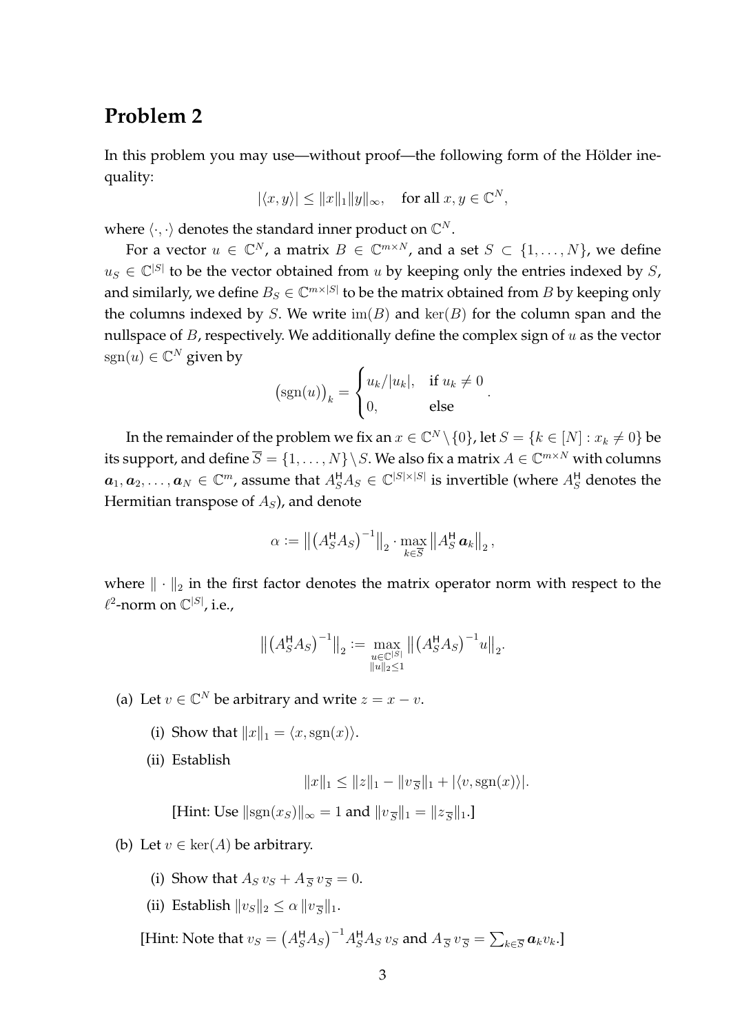## Problem 2

In this problem you may use—without proof—the following form of the Hölder inequality:

$$|\langle x, y\rangle| \leq \|x\|_1 \|y\|_\infty, \quad \text{for all } x, y \in \mathbb{C}^N,$$

where $\langle \cdot, \cdot \rangle$ denotes the standard inner product on $\mathbb{C}^N$.

For a vector $u \in \mathbb{C}^N$, a matrix $B \in \mathbb{C}^{m \times N}$, and a set $S \subset \{1, \ldots, N\}$, we define $u_S \in \mathbb{C}^{|S|}$ to be the vector obtained from $u$ by keeping only the entries indexed by $S$, and similarly, we define $B_S \in \mathbb{C}^{m \times |S|}$ to be the matrix obtained from $B$ by keeping only the columns indexed by $S$. We write $\operatorname{im}(B)$ and $\ker(B)$ for the column span and the nullspace of $B$, respectively. We additionally define the complex sign of $u$ as the vector $\operatorname{sgn}(u) \in \mathbb{C}^N$ given by

$$\big(\operatorname{sgn}(u)\big)_k = \begin{cases} u_k / |u_k|, & \text{if } u_k \neq 0 \\ 0, & \text{else} \end{cases}.$$

In the remainder of the problem we fix an $x \in \mathbb{C}^N \setminus \{0\}$, let $S = \{k \in [N] : x_k \neq 0\}$ be its support, and define $\overline{S} = \{1, \ldots, N\} \setminus S$. We also fix a matrix $A \in \mathbb{C}^{m \times N}$ with columns $\boldsymbol{a}_1, \boldsymbol{a}_2, \ldots, \boldsymbol{a}_N \in \mathbb{C}^m$, assume that $A_S^{\mathsf{H}} A_S \in \mathbb{C}^{|S| \times |S|}$ is invertible (where $A_S^{\mathsf{H}}$ denotes the Hermitian transpose of $A_S$), and denote

$$\alpha := \big\| \big(A_S^{\mathsf{H}} A_S\big)^{-1} \big\|_2 \cdot \max_{k \in \overline{S}} \big\| A_S^{\mathsf{H}} \boldsymbol{a}_k \big\|_2,$$

where $\| \cdot \|_2$ in the first factor denotes the matrix operator norm with respect to the $\ell^2$-norm on $\mathbb{C}^{|S|}$, i.e.,

$$\big\| \big(A_S^{\mathsf{H}} A_S\big)^{-1} \big\|_2 := \max_{\substack{u \in \mathbb{C}^{|S|} \\ \|u\|_2 \leq 1}} \big\| \big(A_S^{\mathsf{H}} A_S\big)^{-1} u \big\|_2.$$

(a) Let $v \in \mathbb{C}^N$ be arbitrary and write $z = x - v$.

  (i) Show that $\|x\|_1 = \langle x, \operatorname{sgn}(x) \rangle$.

  (ii) Establish

$$\|x\|_1 \leq \|z\|_1 - \|v_{\overline{S}}\|_1 + |\langle v, \operatorname{sgn}(x) \rangle|.$$

  [Hint: Use $\|\operatorname{sgn}(x_S)\|_\infty = 1$ and $\|v_{\overline{S}}\|_1 = \|z_{\overline{S}}\|_1$.]

(b) Let $v \in \ker(A)$ be arbitrary.

  (i) Show that $A_S \, v_S + A_{\overline{S}} \, v_{\overline{S}} = 0$.

  (ii) Establish $\|v_S\|_2 \leq \alpha \, \|v_{\overline{S}}\|_1$.

  [Hint: Note that $v_S = \big(A_S^{\mathsf{H}} A_S\big)^{-1} A_S^{\mathsf{H}} A_S \, v_S$ and $A_{\overline{S}} \, v_{\overline{S}} = \sum_{k \in \overline{S}} \boldsymbol{a}_k v_k$.]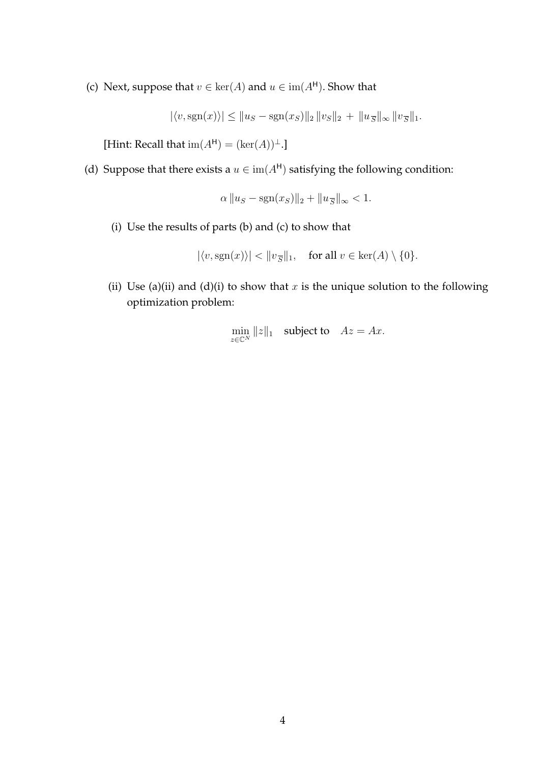(c) Next, suppose that $v \in \ker(A)$ and $u \in \operatorname{im}(A^{\mathsf{H}})$. Show that

$$|\langle v, \operatorname{sgn}(x) \rangle| \leq \|u_S - \operatorname{sgn}(x_S)\|_2 \, \|v_S\|_2 \, + \, \|u_{\overline{S}}\|_\infty \, \|v_{\overline{S}}\|_1.$$

[Hint: Recall that $\operatorname{im}(A^{\mathsf{H}}) = (\ker(A))^{\perp}$.]

(d) Suppose that there exists a $u \in \operatorname{im}(A^{\mathsf{H}})$ satisfying the following condition:

$$\alpha \, \|u_S - \operatorname{sgn}(x_S)\|_2 + \|u_{\overline{S}}\|_\infty < 1.$$

(i) Use the results of parts (b) and (c) to show that

$$|\langle v, \operatorname{sgn}(x) \rangle| < \|v_{\overline{S}}\|_1, \quad \text{for all } v \in \ker(A) \setminus \{0\}.$$

(ii) Use (a)(ii) and (d)(i) to show that $x$ is the unique solution to the following optimization problem:

$$\min_{z \in \mathbb{C}^N} \|z\|_1 \quad \text{subject to} \quad Az = Ax.$$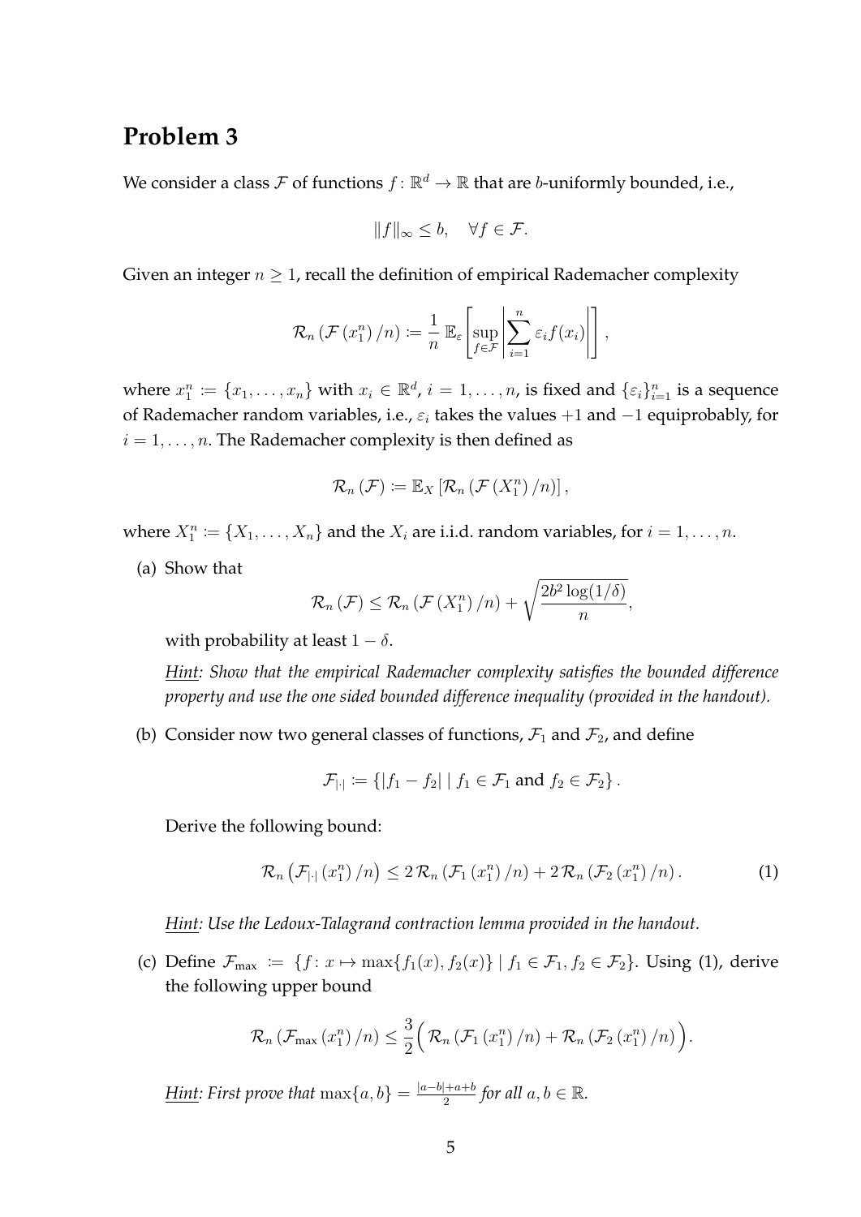## Problem 3

We consider a class $\mathcal{F}$ of functions $f \colon \mathbb{R}^d \to \mathbb{R}$ that are $b$-uniformly bounded, i.e.,

$$\|f\|_\infty \leq b, \quad \forall f \in \mathcal{F}.$$

Given an integer $n \geq 1$, recall the definition of empirical Rademacher complexity

$$\mathcal{R}_n\left(\mathcal{F}\left(x_1^n\right)/n\right) := \frac{1}{n}\,\mathbb{E}_\varepsilon\left[\sup_{f\in\mathcal{F}}\left|\sum_{i=1}^n \varepsilon_i f(x_i)\right|\right],$$

where $x_1^n := \{x_1, \ldots, x_n\}$ with $x_i \in \mathbb{R}^d$, $i = 1, \ldots, n$, is fixed and $\{\varepsilon_i\}_{i=1}^n$ is a sequence of Rademacher random variables, i.e., $\varepsilon_i$ takes the values $+1$ and $-1$ equiprobably, for $i = 1, \ldots, n$. The Rademacher complexity is then defined as

$$\mathcal{R}_n\left(\mathcal{F}\right) := \mathbb{E}_X\left[\mathcal{R}_n\left(\mathcal{F}\left(X_1^n\right)/n\right)\right],$$

where $X_1^n := \{X_1, \ldots, X_n\}$ and the $X_i$ are i.i.d. random variables, for $i = 1, \ldots, n$.

(a) Show that

$$\mathcal{R}_n\left(\mathcal{F}\right) \leq \mathcal{R}_n\left(\mathcal{F}\left(X_1^n\right)/n\right) + \sqrt{\frac{2b^2\log(1/\delta)}{n}},$$

with probability at least $1 - \delta$.

*Hint: Show that the empirical Rademacher complexity satisfies the bounded difference property and use the one sided bounded difference inequality (provided in the handout).*

(b) Consider now two general classes of functions, $\mathcal{F}_1$ and $\mathcal{F}_2$, and define

$$\mathcal{F}_{|\cdot|} := \left\{|f_1 - f_2| \mid f_1 \in \mathcal{F}_1 \text{ and } f_2 \in \mathcal{F}_2\right\}.$$

Derive the following bound:

$$\mathcal{R}_n\left(\mathcal{F}_{|\cdot|}\left(x_1^n\right)/n\right) \leq 2\,\mathcal{R}_n\left(\mathcal{F}_1\left(x_1^n\right)/n\right) + 2\,\mathcal{R}_n\left(\mathcal{F}_2\left(x_1^n\right)/n\right). \tag{1}$$

*Hint: Use the Ledoux-Talagrand contraction lemma provided in the handout.*

(c) Define $\mathcal{F}_{\max} := \{f \colon x \mapsto \max\{f_1(x), f_2(x)\} \mid f_1 \in \mathcal{F}_1, f_2 \in \mathcal{F}_2\}$. Using (1), derive the following upper bound

$$\mathcal{R}_n\left(\mathcal{F}_{\max}\left(x_1^n\right)/n\right) \leq \frac{3}{2}\Big(\mathcal{R}_n\left(\mathcal{F}_1\left(x_1^n\right)/n\right) + \mathcal{R}_n\left(\mathcal{F}_2\left(x_1^n\right)/n\right)\Big).$$

*Hint: First prove that $\max\{a, b\} = \frac{|a-b|+a+b}{2}$ for all $a, b \in \mathbb{R}$.*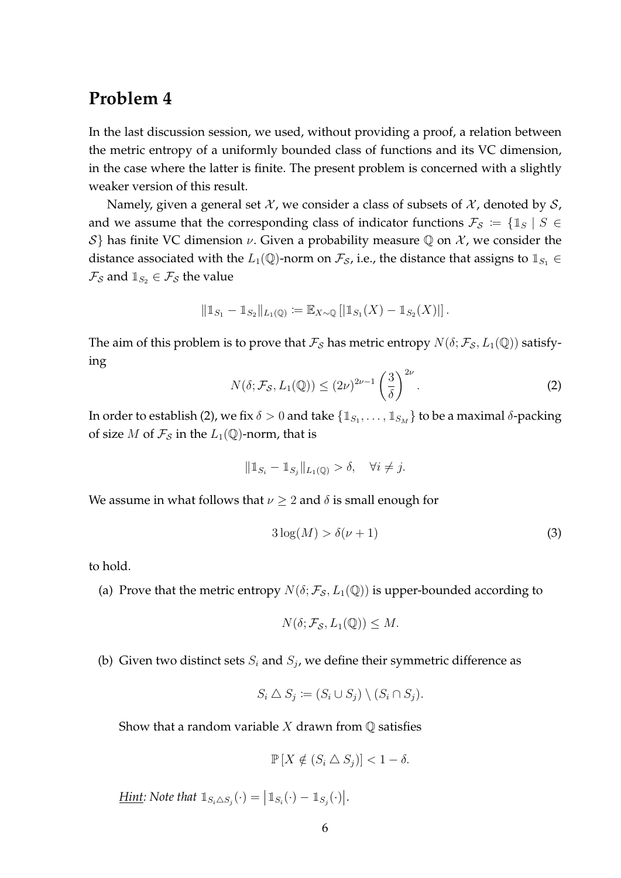## Problem 4

In the last discussion session, we used, without providing a proof, a relation between the metric entropy of a uniformly bounded class of functions and its VC dimension, in the case where the latter is finite. The present problem is concerned with a slightly weaker version of this result.

Namely, given a general set $\mathcal{X}$, we consider a class of subsets of $\mathcal{X}$, denoted by $\mathcal{S}$, and we assume that the corresponding class of indicator functions $\mathcal{F}_{\mathcal{S}} := \{\mathbb{1}_S \mid S \in \mathcal{S}\}$ has finite VC dimension $\nu$. Given a probability measure $\mathbb{Q}$ on $\mathcal{X}$, we consider the distance associated with the $L_1(\mathbb{Q})$-norm on $\mathcal{F}_{\mathcal{S}}$, i.e., the distance that assigns to $\mathbb{1}_{S_1} \in \mathcal{F}_{\mathcal{S}}$ and $\mathbb{1}_{S_2} \in \mathcal{F}_{\mathcal{S}}$ the value

$$\|\mathbb{1}_{S_1} - \mathbb{1}_{S_2}\|_{L_1(\mathbb{Q})} := \mathbb{E}_{X \sim \mathbb{Q}}\left[|\mathbb{1}_{S_1}(X) - \mathbb{1}_{S_2}(X)|\right].$$

The aim of this problem is to prove that $\mathcal{F}_{\mathcal{S}}$ has metric entropy $N(\delta; \mathcal{F}_{\mathcal{S}}, L_1(\mathbb{Q}))$ satisfying

$$N(\delta; \mathcal{F}_{\mathcal{S}}, L_1(\mathbb{Q})) \leq (2\nu)^{2\nu - 1}\left(\frac{3}{\delta}\right)^{2\nu}. \tag{2}$$

In order to establish (2), we fix $\delta > 0$ and take $\{\mathbb{1}_{S_1}, \ldots, \mathbb{1}_{S_M}\}$ to be a maximal $\delta$-packing of size $M$ of $\mathcal{F}_{\mathcal{S}}$ in the $L_1(\mathbb{Q})$-norm, that is

$$\|\mathbb{1}_{S_i} - \mathbb{1}_{S_j}\|_{L_1(\mathbb{Q})} > \delta, \quad \forall i \neq j.$$

We assume in what follows that $\nu \geq 2$ and $\delta$ is small enough for

$$3\log(M) > \delta(\nu + 1) \tag{3}$$

to hold.

(a) Prove that the metric entropy $N(\delta; \mathcal{F}_{\mathcal{S}}, L_1(\mathbb{Q}))$ is upper-bounded according to

$$N(\delta; \mathcal{F}_{\mathcal{S}}, L_1(\mathbb{Q})) \leq M.$$

(b) Given two distinct sets $S_i$ and $S_j$, we define their symmetric difference as

$$S_i \bigtriangleup S_j := (S_i \cup S_j) \setminus (S_i \cap S_j).$$

Show that a random variable $X$ drawn from $\mathbb{Q}$ satisfies

$$\mathbb{P}\left[X \notin (S_i \bigtriangleup S_j)\right] < 1 - \delta.$$

*<u>Hint</u>: Note that* $\mathbb{1}_{S_i \bigtriangleup S_j}(\cdot) = \left|\mathbb{1}_{S_i}(\cdot) - \mathbb{1}_{S_j}(\cdot)\right|$.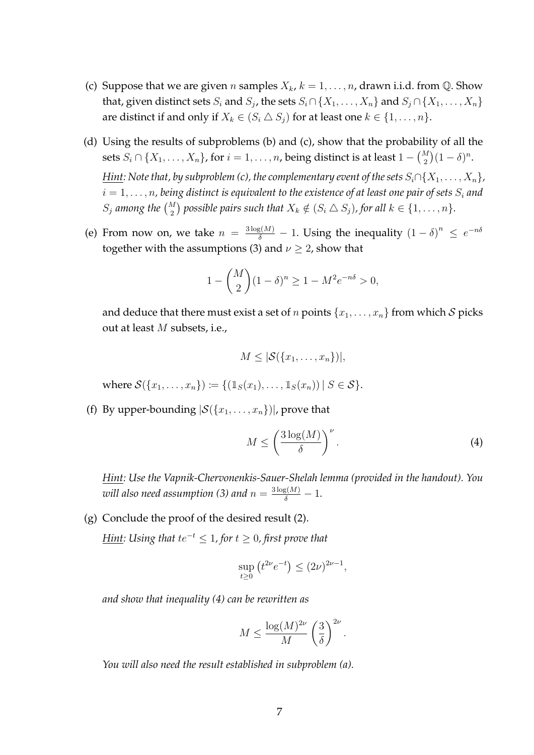(c) Suppose that we are given $n$ samples $X_k$, $k = 1, \dots, n$, drawn i.i.d. from $\mathbb{Q}$. Show that, given distinct sets $S_i$ and $S_j$, the sets $S_i \cap \{X_1, \dots, X_n\}$ and $S_j \cap \{X_1, \dots, X_n\}$ are distinct if and only if $X_k \in (S_i \triangle S_j)$ for at least one $k \in \{1, \dots, n\}$.

(d) Using the results of subproblems (b) and (c), show that the probability of all the sets $S_i \cap \{X_1, \dots, X_n\}$, for $i = 1, \dots, n$, being distinct is at least $1 - \binom{M}{2}(1-\delta)^n$.

*Hint: Note that, by subproblem (c), the complementary event of the sets $S_i \cap \{X_1, \dots, X_n\}$, $i = 1, \dots, n$, being distinct is equivalent to the existence of at least one pair of sets $S_i$ and $S_j$ among the $\binom{M}{2}$ possible pairs such that $X_k \notin (S_i \triangle S_j)$, for all $k \in \{1, \dots, n\}$.*

(e) From now on, we take $n = \frac{3\log(M)}{\delta} - 1$. Using the inequality $(1-\delta)^n \leq e^{-n\delta}$ together with the assumptions (3) and $\nu \geq 2$, show that

$$1 - \binom{M}{2}(1-\delta)^n \geq 1 - M^2 e^{-n\delta} > 0,$$

and deduce that there must exist a set of $n$ points $\{x_1, \dots, x_n\}$ from which $\mathcal{S}$ picks out at least $M$ subsets, i.e.,

$$M \leq |\mathcal{S}(\{x_1, \dots, x_n\})|,$$

where $\mathcal{S}(\{x_1, \dots, x_n\}) := \{(\mathbb{1}_S(x_1), \dots, \mathbb{1}_S(x_n)) \mid S \in \mathcal{S}\}$.

(f) By upper-bounding $|\mathcal{S}(\{x_1, \dots, x_n\})|$, prove that

$$M \leq \left(\frac{3\log(M)}{\delta}\right)^{\nu}. \tag{4}$$

*Hint: Use the Vapnik-Chervonenkis-Sauer-Shelah lemma (provided in the handout). You will also need assumption (3) and $n = \frac{3\log(M)}{\delta} - 1$.*

(g) Conclude the proof of the desired result (2).

*Hint: Using that $te^{-t} \leq 1$, for $t \geq 0$, first prove that*

$$\sup_{t \geq 0}\left(t^{2\nu}e^{-t}\right) \leq (2\nu)^{2\nu - 1},$$

*and show that inequality (4) can be rewritten as*

$$M \leq \frac{\log(M)^{2\nu}}{M}\left(\frac{3}{\delta}\right)^{2\nu}.$$

*You will also need the result established in subproblem (a).*